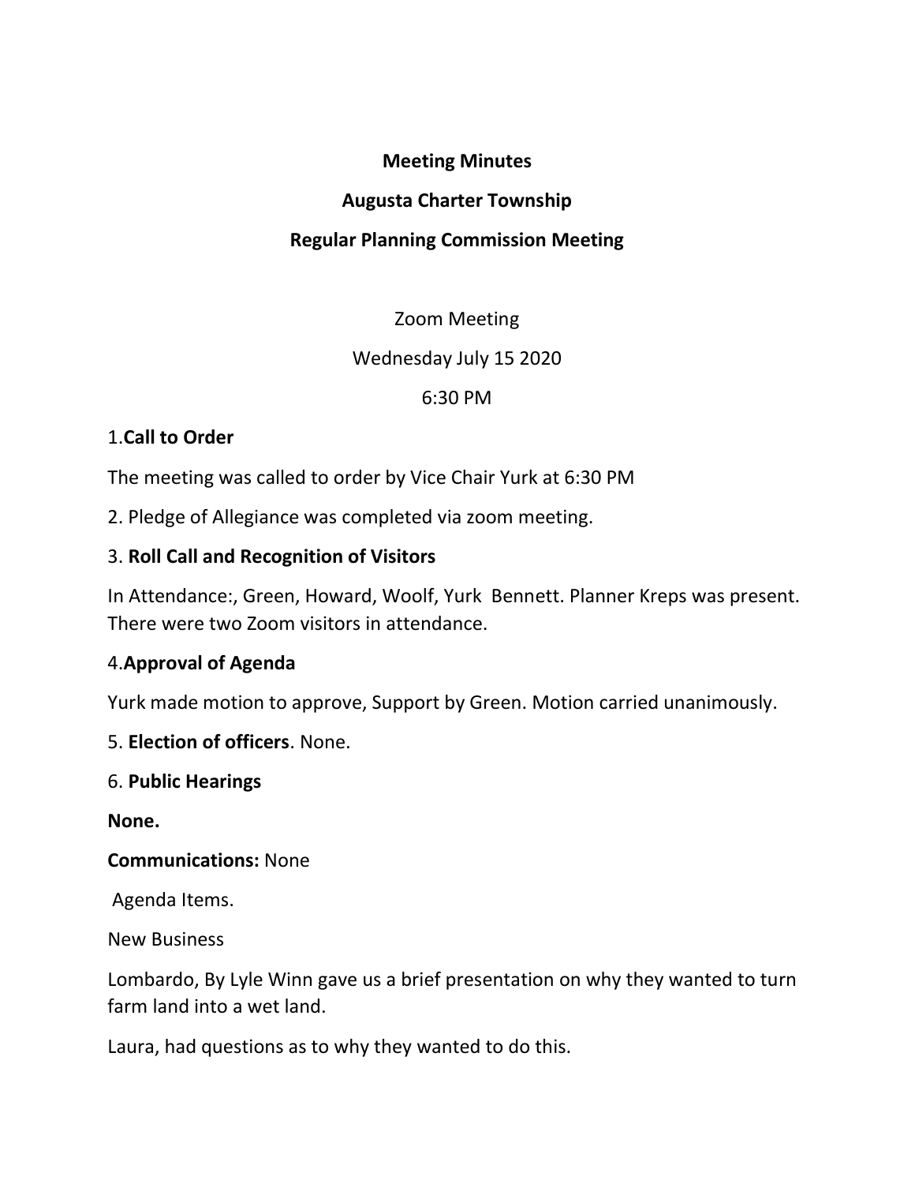**Meeting Minutes**

**Augusta Charter Township**

**Regular Planning Commission Meeting**

Zoom Meeting

Wednesday July 15 2020

6:30 PM

1.**Call to Order**

The meeting was called to order by Vice Chair Yurk at 6:30 PM

2. Pledge of Allegiance was completed via zoom meeting.

3. **Roll Call and Recognition of Visitors**

In Attendance:, Green, Howard, Woolf, Yurk Bennett. Planner Kreps was present. There were two Zoom visitors in attendance.

4.**Approval of Agenda**

Yurk made motion to approve, Support by Green. Motion carried unanimously.

5. **Election of officers**. None.

6. **Public Hearings**

**None.**

**Communications:** None

Agenda Items.

New Business

Lombardo, By Lyle Winn gave us a brief presentation on why they wanted to turn farm land into a wet land.

Laura, had questions as to why they wanted to do this.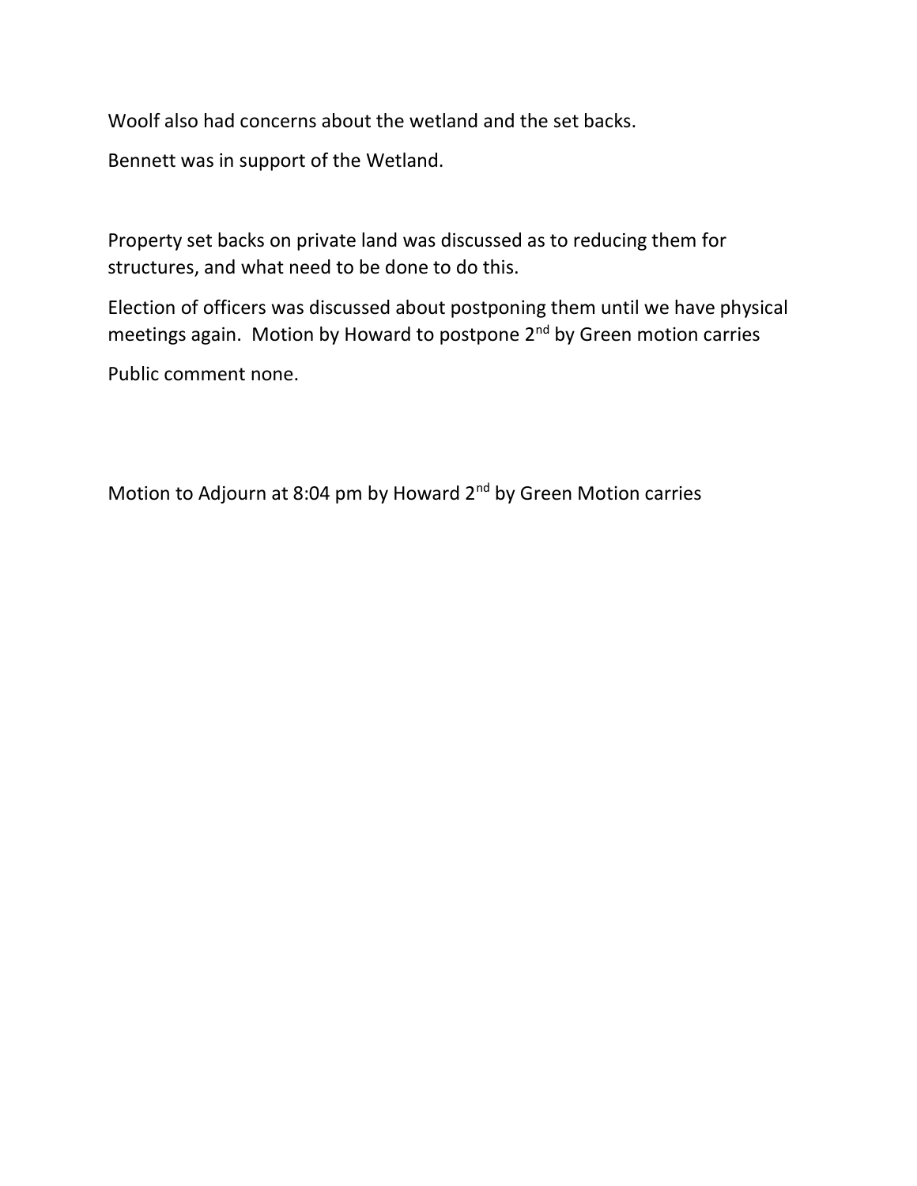Woolf also had concerns about the wetland and the set backs.

Bennett was in support of the Wetland.

Property set backs on private land was discussed as to reducing them for structures, and what need to be done to do this.

Election of officers was discussed about postponing them until we have physical meetings again. Motion by Howard to postpone 2nd by Green motion carries

Public comment none.

Motion to Adjourn at 8:04 pm by Howard 2nd by Green Motion carries